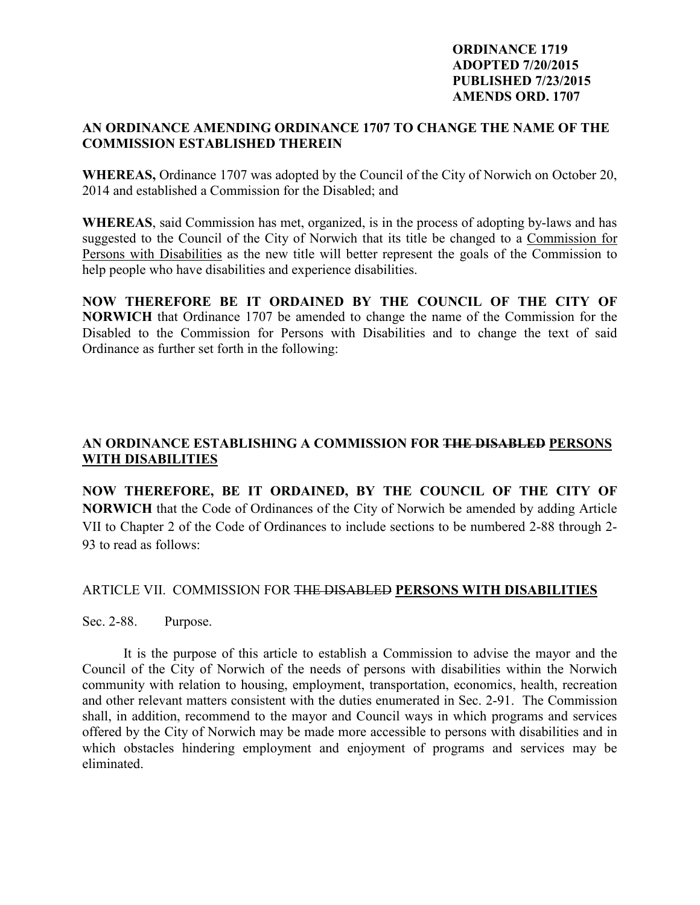**ORDINANCE 1719**
**ADOPTED 7/20/2015**
**PUBLISHED 7/23/2015**
**AMENDS ORD. 1707**

**AN ORDINANCE AMENDING ORDINANCE 1707 TO CHANGE THE NAME OF THE COMMISSION ESTABLISHED THEREIN**

**WHEREAS,** Ordinance 1707 was adopted by the Council of the City of Norwich on October 20, 2014 and established a Commission for the Disabled; and

**WHEREAS**, said Commission has met, organized, is in the process of adopting by-laws and has suggested to the Council of the City of Norwich that its title be changed to a <u>Commission for Persons with Disabilities</u> as the new title will better represent the goals of the Commission to help people who have disabilities and experience disabilities.

**NOW THEREFORE BE IT ORDAINED BY THE COUNCIL OF THE CITY OF NORWICH** that Ordinance 1707 be amended to change the name of the Commission for the Disabled to the Commission for Persons with Disabilities and to change the text of said Ordinance as further set forth in the following:

**AN ORDINANCE ESTABLISHING A COMMISSION FOR ~~THE DISABLED~~ <u>PERSONS WITH DISABILITIES</u>**

**NOW THEREFORE, BE IT ORDAINED, BY THE COUNCIL OF THE CITY OF NORWICH** that the Code of Ordinances of the City of Norwich be amended by adding Article VII to Chapter 2 of the Code of Ordinances to include sections to be numbered 2-88 through 2-93 to read as follows:

ARTICLE VII. COMMISSION FOR ~~THE DISABLED~~ **<u>PERSONS WITH DISABILITIES</u>**

Sec. 2-88. Purpose.

It is the purpose of this article to establish a Commission to advise the mayor and the Council of the City of Norwich of the needs of persons with disabilities within the Norwich community with relation to housing, employment, transportation, economics, health, recreation and other relevant matters consistent with the duties enumerated in Sec. 2-91. The Commission shall, in addition, recommend to the mayor and Council ways in which programs and services offered by the City of Norwich may be made more accessible to persons with disabilities and in which obstacles hindering employment and enjoyment of programs and services may be eliminated.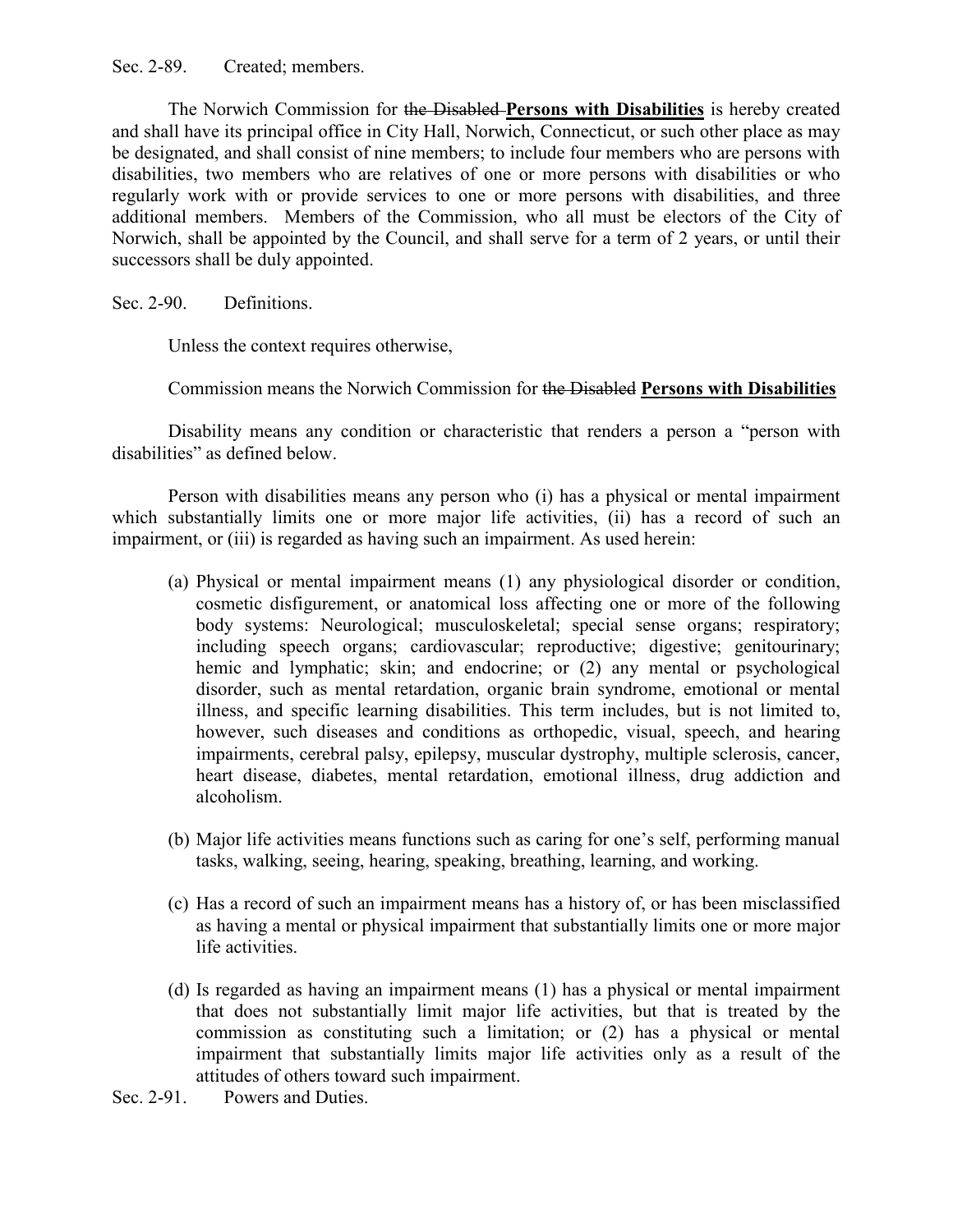Sec. 2-89. Created; members.

The Norwich Commission for ~~the Disabled~~ **<u>Persons with Disabilities</u>** is hereby created and shall have its principal office in City Hall, Norwich, Connecticut, or such other place as may be designated, and shall consist of nine members; to include four members who are persons with disabilities, two members who are relatives of one or more persons with disabilities or who regularly work with or provide services to one or more persons with disabilities, and three additional members. Members of the Commission, who all must be electors of the City of Norwich, shall be appointed by the Council, and shall serve for a term of 2 years, or until their successors shall be duly appointed.

Sec. 2-90. Definitions.

Unless the context requires otherwise,

Commission means the Norwich Commission for ~~the Disabled~~ **<u>Persons with Disabilities</u>**

Disability means any condition or characteristic that renders a person a "person with disabilities" as defined below.

Person with disabilities means any person who (i) has a physical or mental impairment which substantially limits one or more major life activities, (ii) has a record of such an impairment, or (iii) is regarded as having such an impairment. As used herein:

(a) Physical or mental impairment means (1) any physiological disorder or condition, cosmetic disfigurement, or anatomical loss affecting one or more of the following body systems: Neurological; musculoskeletal; special sense organs; respiratory; including speech organs; cardiovascular; reproductive; digestive; genitourinary; hemic and lymphatic; skin; and endocrine; or (2) any mental or psychological disorder, such as mental retardation, organic brain syndrome, emotional or mental illness, and specific learning disabilities. This term includes, but is not limited to, however, such diseases and conditions as orthopedic, visual, speech, and hearing impairments, cerebral palsy, epilepsy, muscular dystrophy, multiple sclerosis, cancer, heart disease, diabetes, mental retardation, emotional illness, drug addiction and alcoholism.

(b) Major life activities means functions such as caring for one's self, performing manual tasks, walking, seeing, hearing, speaking, breathing, learning, and working.

(c) Has a record of such an impairment means has a history of, or has been misclassified as having a mental or physical impairment that substantially limits one or more major life activities.

(d) Is regarded as having an impairment means (1) has a physical or mental impairment that does not substantially limit major life activities, but that is treated by the commission as constituting such a limitation; or (2) has a physical or mental impairment that substantially limits major life activities only as a result of the attitudes of others toward such impairment.

Sec. 2-91. Powers and Duties.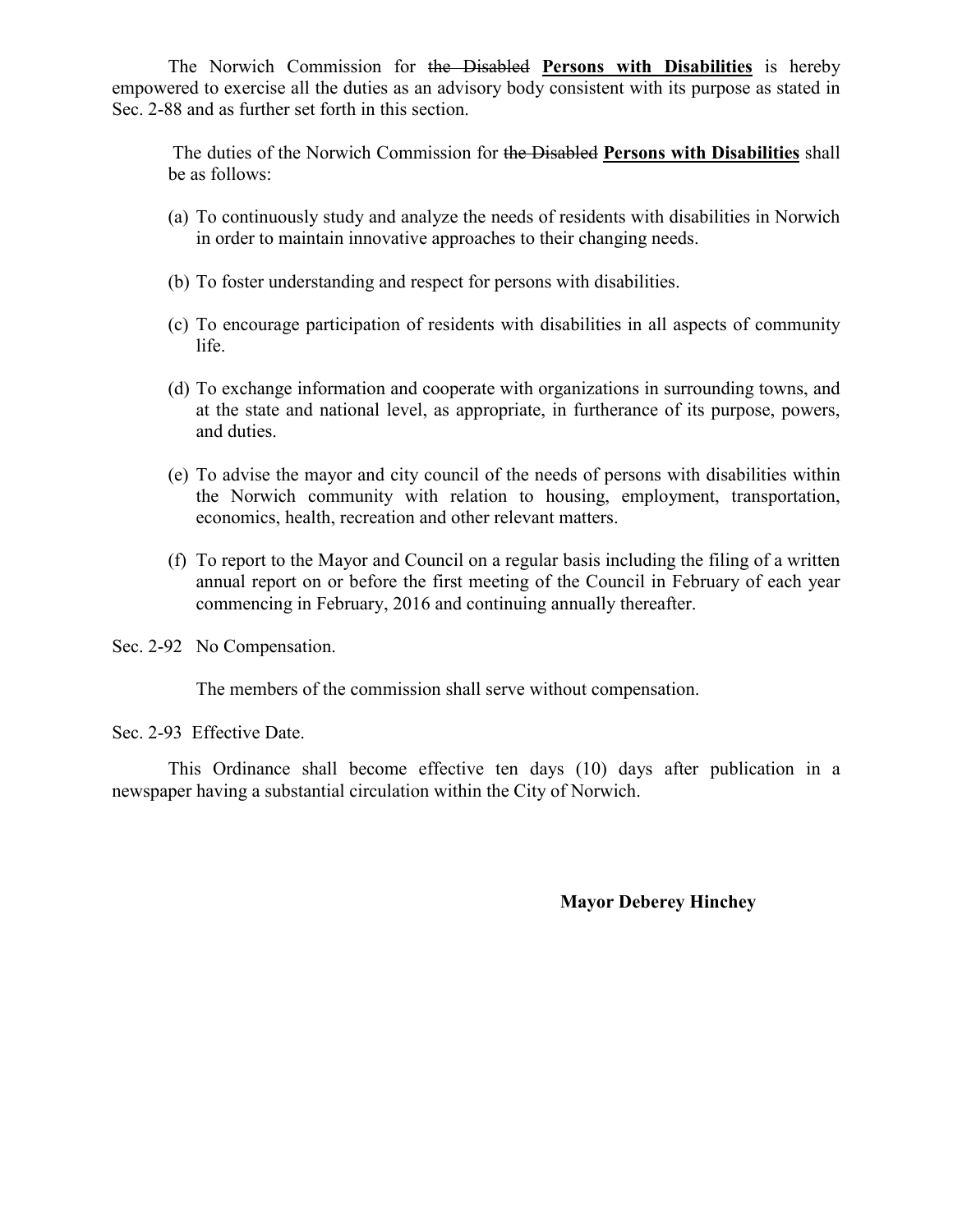The Norwich Commission for ~~the Disabled~~ **Persons with Disabilities** is hereby empowered to exercise all the duties as an advisory body consistent with its purpose as stated in Sec. 2-88 and as further set forth in this section.

The duties of the Norwich Commission for ~~the Disabled~~ **Persons with Disabilities** shall be as follows:

(a) To continuously study and analyze the needs of residents with disabilities in Norwich in order to maintain innovative approaches to their changing needs.

(b) To foster understanding and respect for persons with disabilities.

(c) To encourage participation of residents with disabilities in all aspects of community life.

(d) To exchange information and cooperate with organizations in surrounding towns, and at the state and national level, as appropriate, in furtherance of its purpose, powers, and duties.

(e) To advise the mayor and city council of the needs of persons with disabilities within the Norwich community with relation to housing, employment, transportation, economics, health, recreation and other relevant matters.

(f) To report to the Mayor and Council on a regular basis including the filing of a written annual report on or before the first meeting of the Council in February of each year commencing in February, 2016 and continuing annually thereafter.

Sec. 2-92 No Compensation.

The members of the commission shall serve without compensation.

Sec. 2-93 Effective Date.

This Ordinance shall become effective ten days (10) days after publication in a newspaper having a substantial circulation within the City of Norwich.

**Mayor Deberey Hinchey**